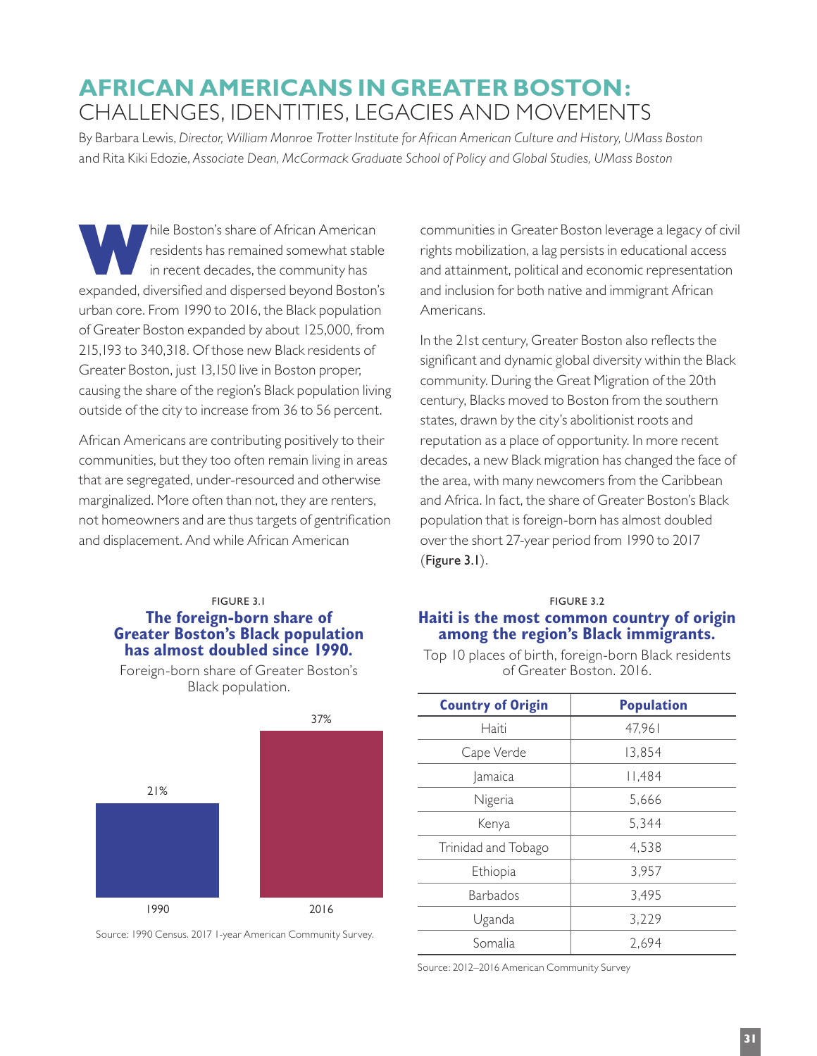# AFRICAN AMERICANS IN GREATER BOSTON:
## CHALLENGES, IDENTITIES, LEGACIES AND MOVEMENTS

By Barbara Lewis, *Director, William Monroe Trotter Institute for African American Culture and History, UMass Boston* and Rita Kiki Edozie, *Associate Dean, McCormack Graduate School of Policy and Global Studies, UMass Boston*

While Boston's share of African American residents has remained somewhat stable in recent decades, the community has expanded, diversified and dispersed beyond Boston's urban core. From 1990 to 2016, the Black population of Greater Boston expanded by about 125,000, from 215,193 to 340,318. Of those new Black residents of Greater Boston, just 13,150 live in Boston proper, causing the share of the region's Black population living outside of the city to increase from 36 to 56 percent.

African Americans are contributing positively to their communities, but they too often remain living in areas that are segregated, under-resourced and otherwise marginalized. More often than not, they are renters, not homeowners and are thus targets of gentrification and displacement. And while African American communities in Greater Boston leverage a legacy of civil rights mobilization, a lag persists in educational access and attainment, political and economic representation and inclusion for both native and immigrant African Americans.

In the 21st century, Greater Boston also reflects the significant and dynamic global diversity within the Black community. During the Great Migration of the 20th century, Blacks moved to Boston from the southern states, drawn by the city's abolitionist roots and reputation as a place of opportunity. In more recent decades, a new Black migration has changed the face of the area, with many newcomers from the Caribbean and Africa. In fact, the share of Greater Boston's Black population that is foreign-born has almost doubled over the short 27-year period from 1990 to 2017 (**Figure 3.1**).

FIGURE 3.1

**The foreign-born share of Greater Boston's Black population has almost doubled since 1990.**

Foreign-born share of Greater Boston's Black population.

| Year | Foreign-born share |
|---|---|
| 1990 | 21% |
| 2016 | 37% |

Source: 1990 Census. 2017 1-year American Community Survey.

FIGURE 3.2

**Haiti is the most common country of origin among the region's Black immigrants.**

Top 10 places of birth, foreign-born Black residents of Greater Boston. 2016.

| Country of Origin | Population |
|---|---|
| Haiti | 47,961 |
| Cape Verde | 13,854 |
| Jamaica | 11,484 |
| Nigeria | 5,666 |
| Kenya | 5,344 |
| Trinidad and Tobago | 4,538 |
| Ethiopia | 3,957 |
| Barbados | 3,495 |
| Uganda | 3,229 |
| Somalia | 2,694 |

Source: 2012–2016 American Community Survey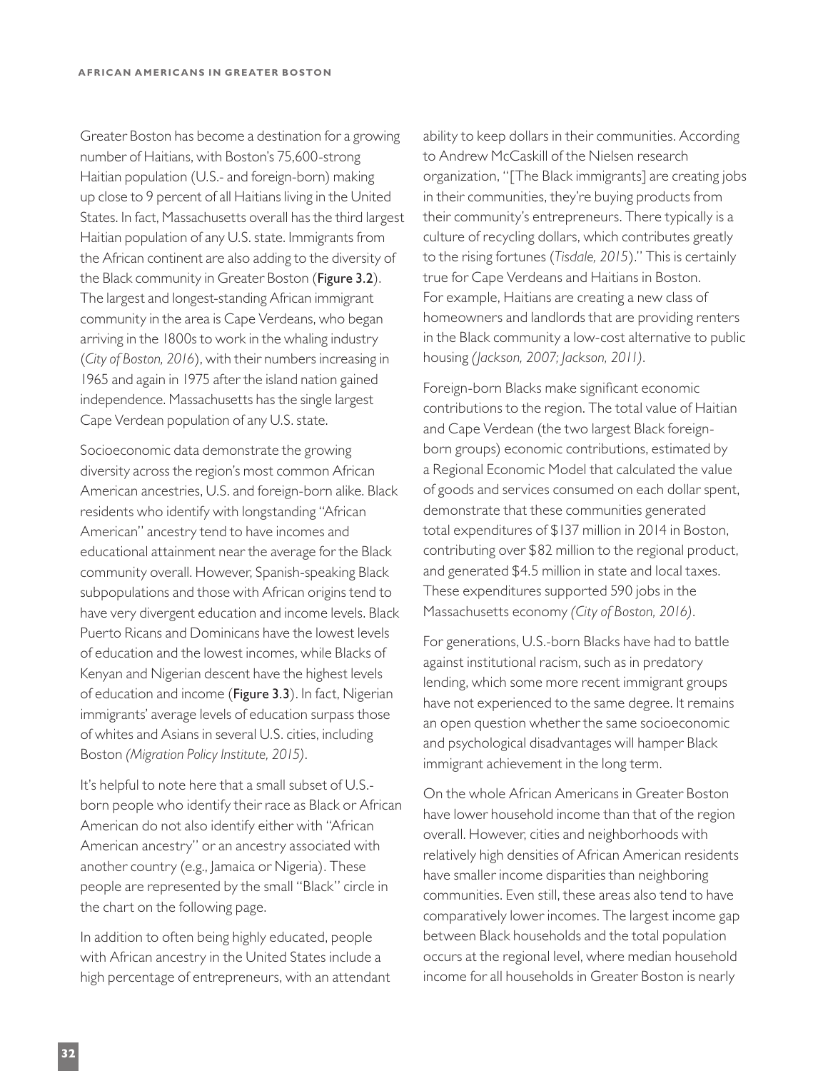Greater Boston has become a destination for a growing number of Haitians, with Boston's 75,600-strong Haitian population (U.S.- and foreign-born) making up close to 9 percent of all Haitians living in the United States. In fact, Massachusetts overall has the third largest Haitian population of any U.S. state. Immigrants from the African continent are also adding to the diversity of the Black community in Greater Boston (**Figure 3.2**). The largest and longest-standing African immigrant community in the area is Cape Verdeans, who began arriving in the 1800s to work in the whaling industry (*City of Boston, 2016*), with their numbers increasing in 1965 and again in 1975 after the island nation gained independence. Massachusetts has the single largest Cape Verdean population of any U.S. state.

Socioeconomic data demonstrate the growing diversity across the region's most common African American ancestries, U.S. and foreign-born alike. Black residents who identify with longstanding "African American" ancestry tend to have incomes and educational attainment near the average for the Black community overall. However, Spanish-speaking Black subpopulations and those with African origins tend to have very divergent education and income levels. Black Puerto Ricans and Dominicans have the lowest levels of education and the lowest incomes, while Blacks of Kenyan and Nigerian descent have the highest levels of education and income (**Figure 3.3**). In fact, Nigerian immigrants' average levels of education surpass those of whites and Asians in several U.S. cities, including Boston *(Migration Policy Institute, 2015)*.

It's helpful to note here that a small subset of U.S.-born people who identify their race as Black or African American do not also identify either with "African American ancestry" or an ancestry associated with another country (e.g., Jamaica or Nigeria). These people are represented by the small "Black" circle in the chart on the following page.

In addition to often being highly educated, people with African ancestry in the United States include a high percentage of entrepreneurs, with an attendant ability to keep dollars in their communities. According to Andrew McCaskill of the Nielsen research organization, "[The Black immigrants] are creating jobs in their communities, they're buying products from their community's entrepreneurs. There typically is a culture of recycling dollars, which contributes greatly to the rising fortunes (*Tisdale, 2015*)." This is certainly true for Cape Verdeans and Haitians in Boston. For example, Haitians are creating a new class of homeowners and landlords that are providing renters in the Black community a low-cost alternative to public housing *(Jackson, 2007; Jackson, 2011)*.

Foreign-born Blacks make significant economic contributions to the region. The total value of Haitian and Cape Verdean (the two largest Black foreign-born groups) economic contributions, estimated by a Regional Economic Model that calculated the value of goods and services consumed on each dollar spent, demonstrate that these communities generated total expenditures of $137 million in 2014 in Boston, contributing over $82 million to the regional product, and generated $4.5 million in state and local taxes. These expenditures supported 590 jobs in the Massachusetts economy *(City of Boston, 2016)*.

For generations, U.S.-born Blacks have had to battle against institutional racism, such as in predatory lending, which some more recent immigrant groups have not experienced to the same degree. It remains an open question whether the same socioeconomic and psychological disadvantages will hamper Black immigrant achievement in the long term.

On the whole African Americans in Greater Boston have lower household income than that of the region overall. However, cities and neighborhoods with relatively high densities of African American residents have smaller income disparities than neighboring communities. Even still, these areas also tend to have comparatively lower incomes. The largest income gap between Black households and the total population occurs at the regional level, where median household income for all households in Greater Boston is nearly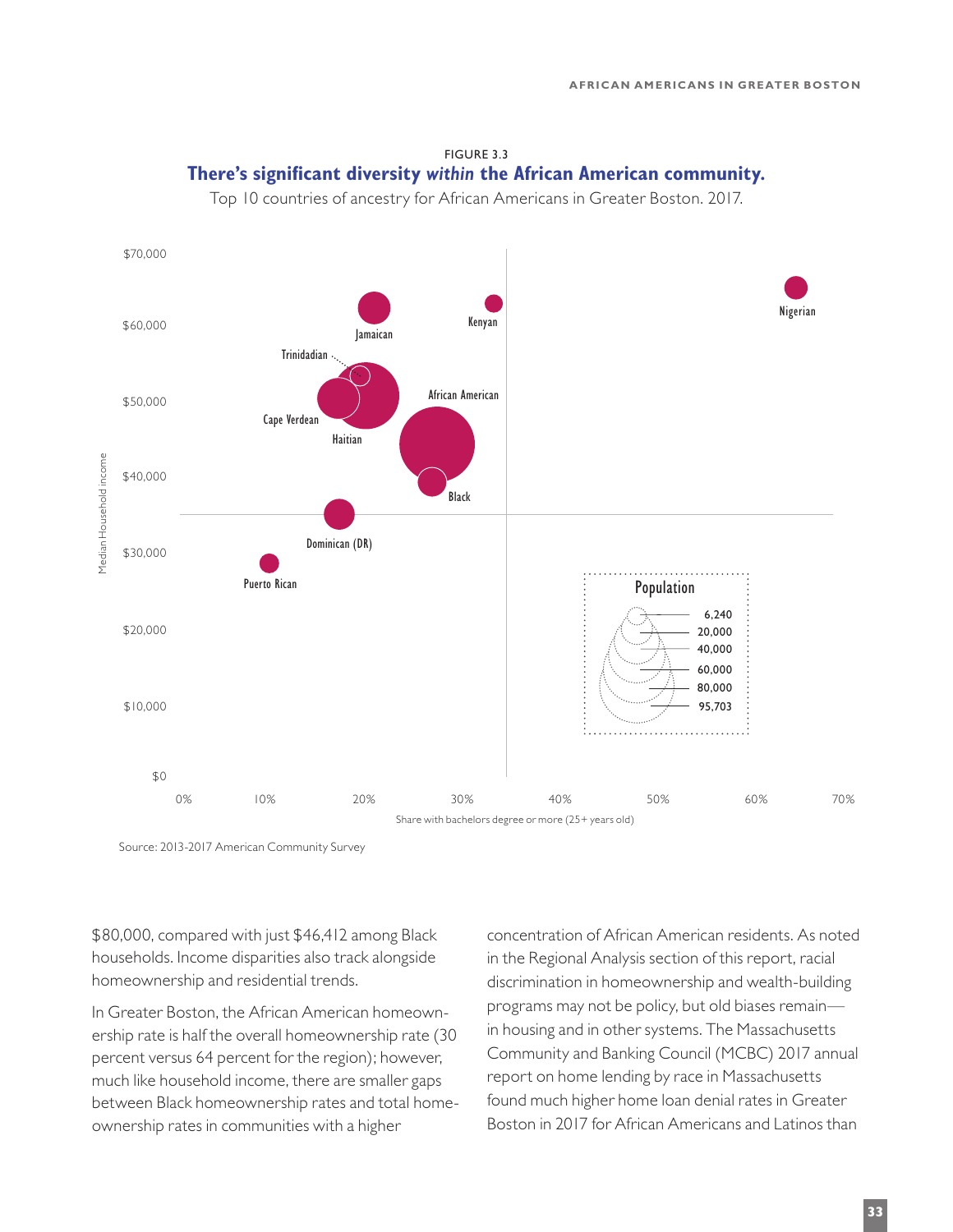FIGURE 3.3

**There's significant diversity *within* the African American community.**

Top 10 countries of ancestry for African Americans in Greater Boston. 2017.

Source: 2013-2017 American Community Survey

$80,000, compared with just $46,412 among Black households. Income disparities also track alongside homeownership and residential trends.

In Greater Boston, the African American homeownership rate is half the overall homeownership rate (30 percent versus 64 percent for the region); however, much like household income, there are smaller gaps between Black homeownership rates and total homeownership rates in communities with a higher concentration of African American residents. As noted in the Regional Analysis section of this report, racial discrimination in homeownership and wealth-building programs may not be policy, but old biases remain—in housing and in other systems. The Massachusetts Community and Banking Council (MCBC) 2017 annual report on home lending by race in Massachusetts found much higher home loan denial rates in Greater Boston in 2017 for African Americans and Latinos than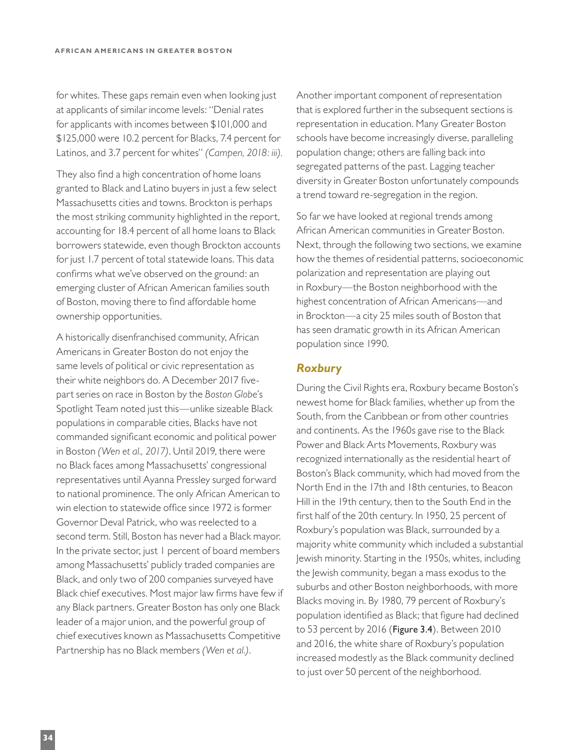for whites. These gaps remain even when looking just at applicants of similar income levels: "Denial rates for applicants with incomes between $101,000 and $125,000 were 10.2 percent for Blacks, 7.4 percent for Latinos, and 3.7 percent for whites" *(Campen, 2018: iii).*

They also find a high concentration of home loans granted to Black and Latino buyers in just a few select Massachusetts cities and towns. Brockton is perhaps the most striking community highlighted in the report, accounting for 18.4 percent of all home loans to Black borrowers statewide, even though Brockton accounts for just 1.7 percent of total statewide loans. This data confirms what we've observed on the ground: an emerging cluster of African American families south of Boston, moving there to find affordable home ownership opportunities.

A historically disenfranchised community, African Americans in Greater Boston do not enjoy the same levels of political or civic representation as their white neighbors do. A December 2017 five-part series on race in Boston by the *Boston Globe*'s Spotlight Team noted just this—unlike sizeable Black populations in comparable cities, Blacks have not commanded significant economic and political power in Boston *(Wen et al., 2017)*. Until 2019, there were no Black faces among Massachusetts' congressional representatives until Ayanna Pressley surged forward to national prominence. The only African American to win election to statewide office since 1972 is former Governor Deval Patrick, who was reelected to a second term. Still, Boston has never had a Black mayor. In the private sector, just 1 percent of board members among Massachusetts' publicly traded companies are Black, and only two of 200 companies surveyed have Black chief executives. Most major law firms have few if any Black partners. Greater Boston has only one Black leader of a major union, and the powerful group of chief executives known as Massachusetts Competitive Partnership has no Black members *(Wen et al.)*.

Another important component of representation that is explored further in the subsequent sections is representation in education. Many Greater Boston schools have become increasingly diverse, paralleling population change; others are falling back into segregated patterns of the past. Lagging teacher diversity in Greater Boston unfortunately compounds a trend toward re-segregation in the region.

So far we have looked at regional trends among African American communities in Greater Boston. Next, through the following two sections, we examine how the themes of residential patterns, socioeconomic polarization and representation are playing out in Roxbury—the Boston neighborhood with the highest concentration of African Americans—and in Brockton—a city 25 miles south of Boston that has seen dramatic growth in its African American population since 1990.

## *Roxbury*

During the Civil Rights era, Roxbury became Boston's newest home for Black families, whether up from the South, from the Caribbean or from other countries and continents. As the 1960s gave rise to the Black Power and Black Arts Movements, Roxbury was recognized internationally as the residential heart of Boston's Black community, which had moved from the North End in the 17th and 18th centuries, to Beacon Hill in the 19th century, then to the South End in the first half of the 20th century. In 1950, 25 percent of Roxbury's population was Black, surrounded by a majority white community which included a substantial Jewish minority. Starting in the 1950s, whites, including the Jewish community, began a mass exodus to the suburbs and other Boston neighborhoods, with more Blacks moving in. By 1980, 79 percent of Roxbury's population identified as Black; that figure had declined to 53 percent by 2016 (**Figure 3.4**). Between 2010 and 2016, the white share of Roxbury's population increased modestly as the Black community declined to just over 50 percent of the neighborhood.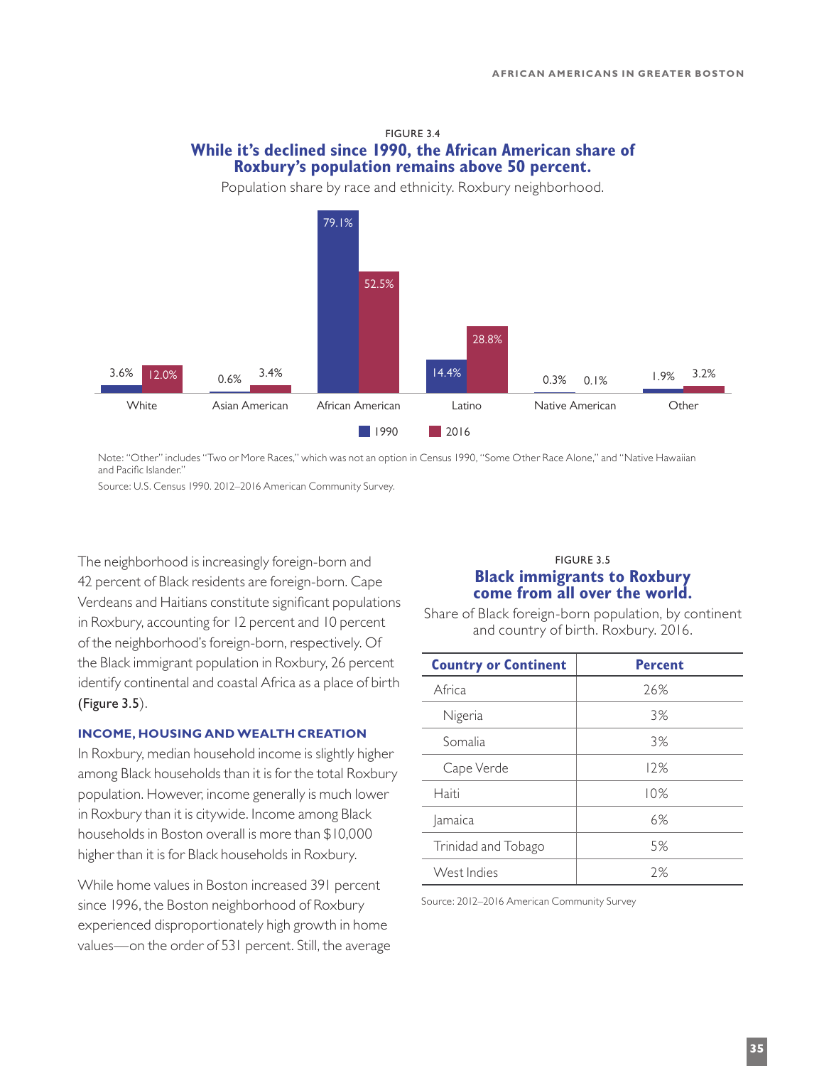FIGURE 3.4

**While it's declined since 1990, the African American share of Roxbury's population remains above 50 percent.**

Population share by race and ethnicity. Roxbury neighborhood.

| | 1990 | 2016 |
|---|---|---|
| White | 3.6% | 12.0% |
| Asian American | 0.6% | 3.4% |
| African American | 79.1% | 52.5% |
| Latino | 14.4% | 28.8% |
| Native American | 0.3% | 0.1% |
| Other | 1.9% | 3.2% |

Note: "Other" includes "Two or More Races," which was not an option in Census 1990, "Some Other Race Alone," and "Native Hawaiian and Pacific Islander."

Source: U.S. Census 1990. 2012–2016 American Community Survey.

The neighborhood is increasingly foreign-born and 42 percent of Black residents are foreign-born. Cape Verdeans and Haitians constitute significant populations in Roxbury, accounting for 12 percent and 10 percent of the neighborhood's foreign-born, respectively. Of the Black immigrant population in Roxbury, 26 percent identify continental and coastal Africa as a place of birth (Figure 3.5).

FIGURE 3.5

**Black immigrants to Roxbury come from all over the world.**

Share of Black foreign-born population, by continent and country of birth. Roxbury. 2016.

| Country or Continent | Percent |
|---|---|
| Africa | 26% |
| Nigeria | 3% |
| Somalia | 3% |
| Cape Verde | 12% |
| Haiti | 10% |
| Jamaica | 6% |
| Trinidad and Tobago | 5% |
| West Indies | 2% |

Source: 2012–2016 American Community Survey

### INCOME, HOUSING AND WEALTH CREATION

In Roxbury, median household income is slightly higher among Black households than it is for the total Roxbury population. However, income generally is much lower in Roxbury than it is citywide. Income among Black households in Boston overall is more than $10,000 higher than it is for Black households in Roxbury.

While home values in Boston increased 391 percent since 1996, the Boston neighborhood of Roxbury experienced disproportionately high growth in home values—on the order of 531 percent. Still, the average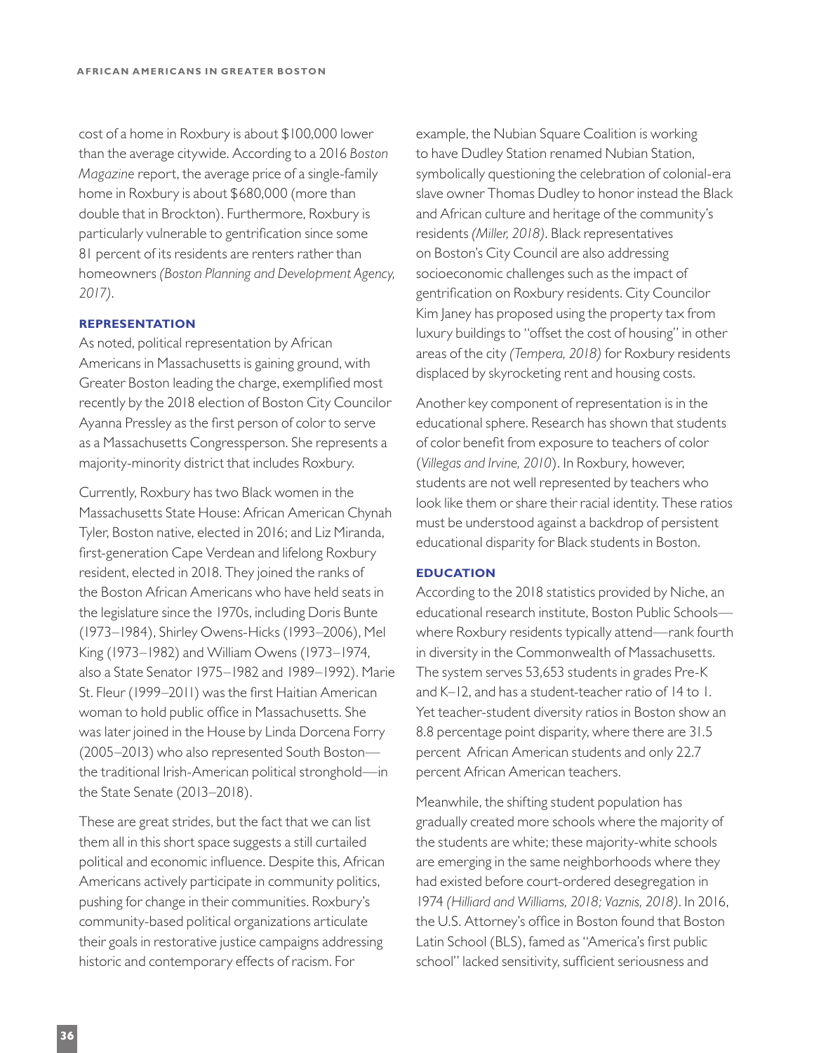cost of a home in Roxbury is about $100,000 lower than the average citywide. According to a 2016 *Boston Magazine* report, the average price of a single-family home in Roxbury is about $680,000 (more than double that in Brockton). Furthermore, Roxbury is particularly vulnerable to gentrification since some 81 percent of its residents are renters rather than homeowners *(Boston Planning and Development Agency, 2017)*.

### REPRESENTATION

As noted, political representation by African Americans in Massachusetts is gaining ground, with Greater Boston leading the charge, exemplified most recently by the 2018 election of Boston City Councilor Ayanna Pressley as the first person of color to serve as a Massachusetts Congressperson. She represents a majority-minority district that includes Roxbury.

Currently, Roxbury has two Black women in the Massachusetts State House: African American Chynah Tyler, Boston native, elected in 2016; and Liz Miranda, first-generation Cape Verdean and lifelong Roxbury resident, elected in 2018. They joined the ranks of the Boston African Americans who have held seats in the legislature since the 1970s, including Doris Bunte (1973–1984), Shirley Owens-Hicks (1993–2006), Mel King (1973–1982) and William Owens (1973–1974, also a State Senator 1975–1982 and 1989–1992). Marie St. Fleur (1999–2011) was the first Haitian American woman to hold public office in Massachusetts. She was later joined in the House by Linda Dorcena Forry (2005–2013) who also represented South Boston—the traditional Irish-American political stronghold—in the State Senate (2013–2018).

These are great strides, but the fact that we can list them all in this short space suggests a still curtailed political and economic influence. Despite this, African Americans actively participate in community politics, pushing for change in their communities. Roxbury's community-based political organizations articulate their goals in restorative justice campaigns addressing historic and contemporary effects of racism. For example, the Nubian Square Coalition is working to have Dudley Station renamed Nubian Station, symbolically questioning the celebration of colonial-era slave owner Thomas Dudley to honor instead the Black and African culture and heritage of the community's residents *(Miller, 2018)*. Black representatives on Boston's City Council are also addressing socioeconomic challenges such as the impact of gentrification on Roxbury residents. City Councilor Kim Janey has proposed using the property tax from luxury buildings to "offset the cost of housing" in other areas of the city *(Tempera, 2018)* for Roxbury residents displaced by skyrocketing rent and housing costs.

Another key component of representation is in the educational sphere. Research has shown that students of color benefit from exposure to teachers of color (*Villegas and Irvine, 2010*). In Roxbury, however, students are not well represented by teachers who look like them or share their racial identity. These ratios must be understood against a backdrop of persistent educational disparity for Black students in Boston.

### EDUCATION

According to the 2018 statistics provided by Niche, an educational research institute, Boston Public Schools—where Roxbury residents typically attend—rank fourth in diversity in the Commonwealth of Massachusetts. The system serves 53,653 students in grades Pre-K and K–12, and has a student-teacher ratio of 14 to 1. Yet teacher-student diversity ratios in Boston show an 8.8 percentage point disparity, where there are 31.5 percent African American students and only 22.7 percent African American teachers.

Meanwhile, the shifting student population has gradually created more schools where the majority of the students are white; these majority-white schools are emerging in the same neighborhoods where they had existed before court-ordered desegregation in 1974 *(Hilliard and Williams, 2018; Vaznis, 2018)*. In 2016, the U.S. Attorney's office in Boston found that Boston Latin School (BLS), famed as "America's first public school" lacked sensitivity, sufficient seriousness and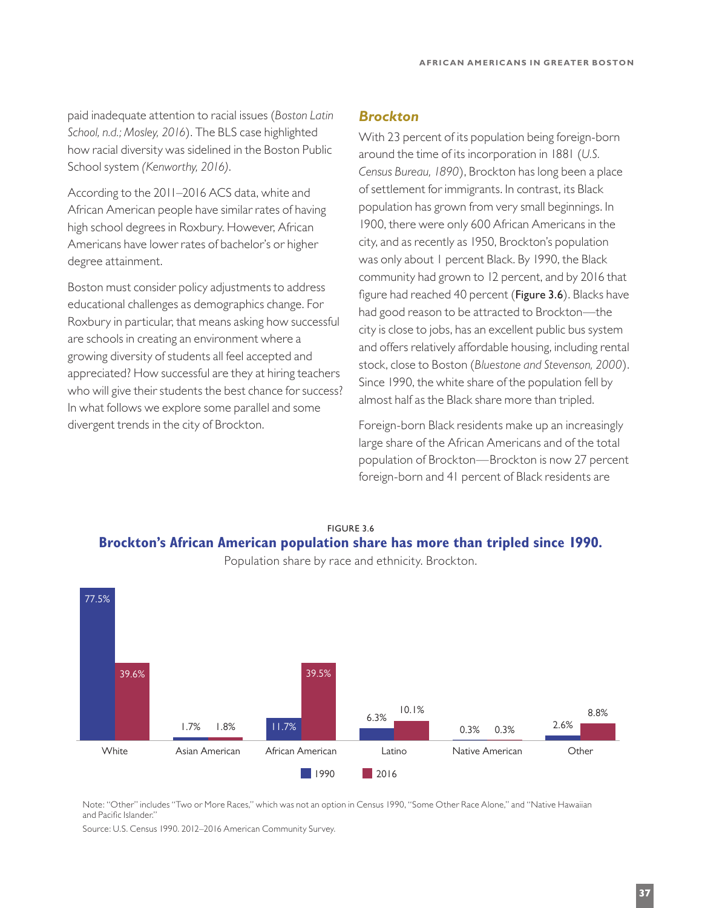paid inadequate attention to racial issues (*Boston Latin School, n.d.; Mosley, 2016*). The BLS case highlighted how racial diversity was sidelined in the Boston Public School system *(Kenworthy, 2016)*.

According to the 2011–2016 ACS data, white and African American people have similar rates of having high school degrees in Roxbury. However, African Americans have lower rates of bachelor's or higher degree attainment.

Boston must consider policy adjustments to address educational challenges as demographics change. For Roxbury in particular, that means asking how successful are schools in creating an environment where a growing diversity of students all feel accepted and appreciated? How successful are they at hiring teachers who will give their students the best chance for success? In what follows we explore some parallel and some divergent trends in the city of Brockton.

## Brockton

With 23 percent of its population being foreign-born around the time of its incorporation in 1881 (*U.S. Census Bureau, 1890*), Brockton has long been a place of settlement for immigrants. In contrast, its Black population has grown from very small beginnings. In 1900, there were only 600 African Americans in the city, and as recently as 1950, Brockton's population was only about 1 percent Black. By 1990, the Black community had grown to 12 percent, and by 2016 that figure had reached 40 percent (**Figure 3.6**). Blacks have had good reason to be attracted to Brockton—the city is close to jobs, has an excellent public bus system and offers relatively affordable housing, including rental stock, close to Boston (*Bluestone and Stevenson, 2000*). Since 1990, the white share of the population fell by almost half as the Black share more than tripled.

Foreign-born Black residents make up an increasingly large share of the African Americans and of the total population of Brockton—Brockton is now 27 percent foreign-born and 41 percent of Black residents are

FIGURE 3.6

**Brockton's African American population share has more than tripled since 1990.**

Population share by race and ethnicity. Brockton.

| | 1990 | 2016 |
|---|---|---|
| White | 77.5% | 39.6% |
| Asian American | 1.7% | 1.8% |
| African American | 11.7% | 39.5% |
| Latino | 6.3% | 10.1% |
| Native American | 0.3% | 0.3% |
| Other | 2.6% | 8.8% |

Note: "Other" includes "Two or More Races," which was not an option in Census 1990, "Some Other Race Alone," and "Native Hawaiian and Pacific Islander."

Source: U.S. Census 1990. 2012–2016 American Community Survey.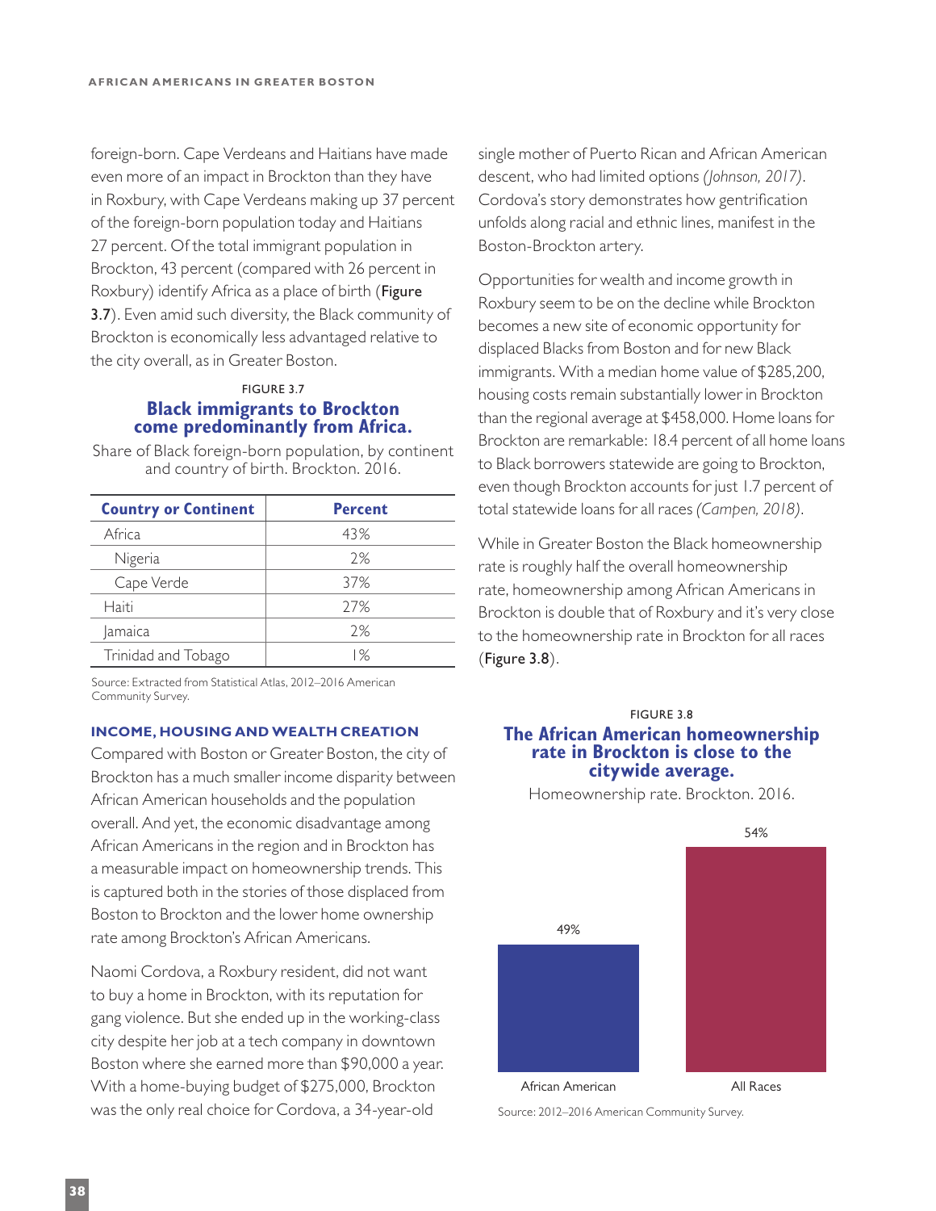foreign-born. Cape Verdeans and Haitians have made even more of an impact in Brockton than they have in Roxbury, with Cape Verdeans making up 37 percent of the foreign-born population today and Haitians 27 percent. Of the total immigrant population in Brockton, 43 percent (compared with 26 percent in Roxbury) identify Africa as a place of birth (Figure 3.7). Even amid such diversity, the Black community of Brockton is economically less advantaged relative to the city overall, as in Greater Boston.

FIGURE 3.7

**Black immigrants to Brockton come predominantly from Africa.**

Share of Black foreign-born population, by continent and country of birth. Brockton. 2016.

| Country or Continent | Percent |
|---|---|
| Africa | 43% |
| Nigeria | 2% |
| Cape Verde | 37% |
| Haiti | 27% |
| Jamaica | 2% |
| Trinidad and Tobago | 1% |

Source: Extracted from Statistical Atlas, 2012–2016 American Community Survey.

### INCOME, HOUSING AND WEALTH CREATION

Compared with Boston or Greater Boston, the city of Brockton has a much smaller income disparity between African American households and the population overall. And yet, the economic disadvantage among African Americans in the region and in Brockton has a measurable impact on homeownership trends. This is captured both in the stories of those displaced from Boston to Brockton and the lower home ownership rate among Brockton's African Americans.

Naomi Cordova, a Roxbury resident, did not want to buy a home in Brockton, with its reputation for gang violence. But she ended up in the working-class city despite her job at a tech company in downtown Boston where she earned more than $90,000 a year. With a home-buying budget of $275,000, Brockton was the only real choice for Cordova, a 34-year-old single mother of Puerto Rican and African American descent, who had limited options *(Johnson, 2017)*. Cordova's story demonstrates how gentrification unfolds along racial and ethnic lines, manifest in the Boston-Brockton artery.

Opportunities for wealth and income growth in Roxbury seem to be on the decline while Brockton becomes a new site of economic opportunity for displaced Blacks from Boston and for new Black immigrants. With a median home value of $285,200, housing costs remain substantially lower in Brockton than the regional average at $458,000. Home loans for Brockton are remarkable: 18.4 percent of all home loans to Black borrowers statewide are going to Brockton, even though Brockton accounts for just 1.7 percent of total statewide loans for all races *(Campen, 2018)*.

While in Greater Boston the Black homeownership rate is roughly half the overall homeownership rate, homeownership among African Americans in Brockton is double that of Roxbury and it's very close to the homeownership rate in Brockton for all races (Figure 3.8).

FIGURE 3.8

**The African American homeownership rate in Brockton is close to the citywide average.**

Homeownership rate. Brockton. 2016.

| | Homeownership rate |
|---|---|
| African American | 49% |
| All Races | 54% |

Source: 2012–2016 American Community Survey.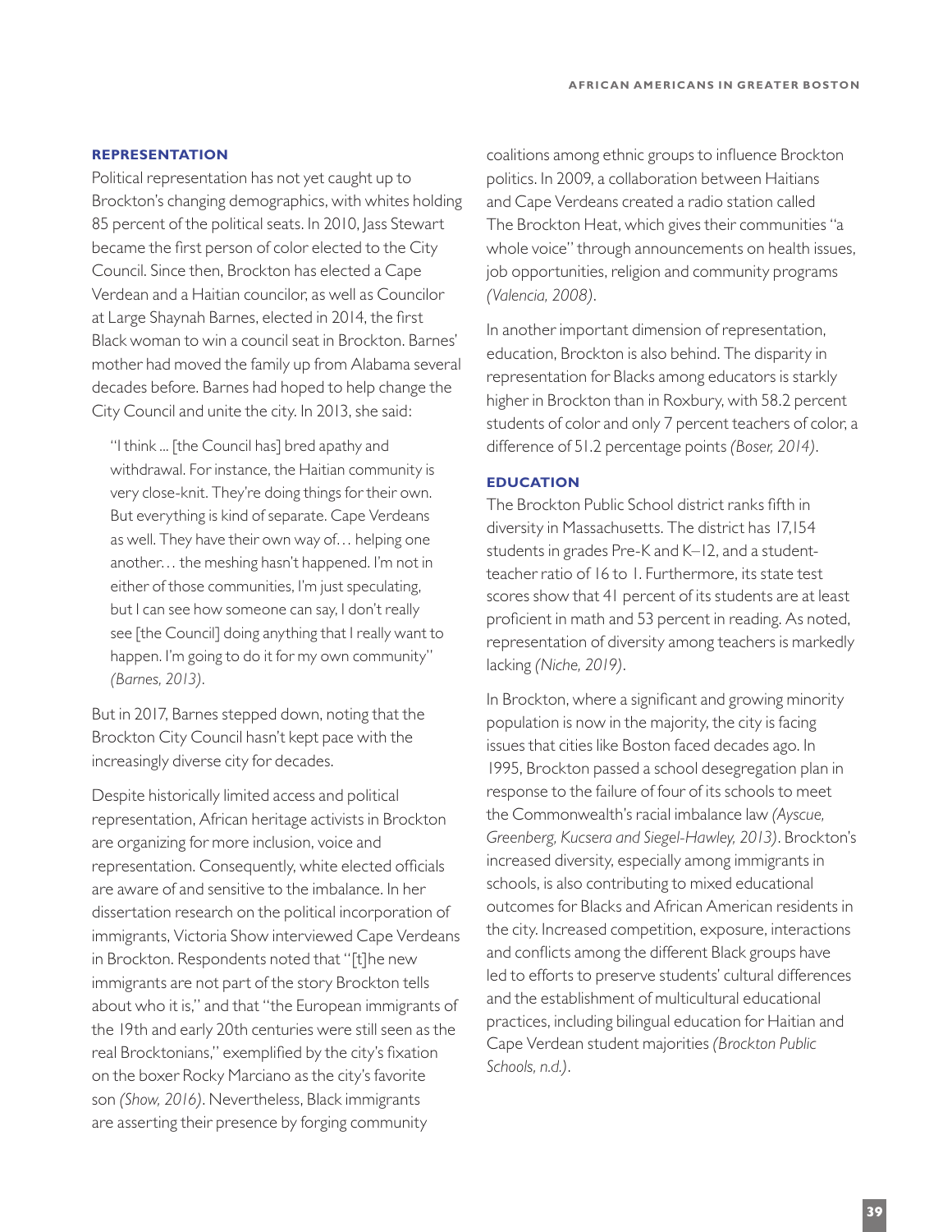### REPRESENTATION

Political representation has not yet caught up to Brockton's changing demographics, with whites holding 85 percent of the political seats. In 2010, Jass Stewart became the first person of color elected to the City Council. Since then, Brockton has elected a Cape Verdean and a Haitian councilor, as well as Councilor at Large Shaynah Barnes, elected in 2014, the first Black woman to win a council seat in Brockton. Barnes' mother had moved the family up from Alabama several decades before. Barnes had hoped to help change the City Council and unite the city. In 2013, she said:

> "I think ... [the Council has] bred apathy and withdrawal. For instance, the Haitian community is very close-knit. They're doing things for their own. But everything is kind of separate. Cape Verdeans as well. They have their own way of… helping one another… the meshing hasn't happened. I'm not in either of those communities, I'm just speculating, but I can see how someone can say, I don't really see [the Council] doing anything that I really want to happen. I'm going to do it for my own community" *(Barnes, 2013)*.

But in 2017, Barnes stepped down, noting that the Brockton City Council hasn't kept pace with the increasingly diverse city for decades.

Despite historically limited access and political representation, African heritage activists in Brockton are organizing for more inclusion, voice and representation. Consequently, white elected officials are aware of and sensitive to the imbalance. In her dissertation research on the political incorporation of immigrants, Victoria Show interviewed Cape Verdeans in Brockton. Respondents noted that "[t]he new immigrants are not part of the story Brockton tells about who it is," and that "the European immigrants of the 19th and early 20th centuries were still seen as the real Brocktonians," exemplified by the city's fixation on the boxer Rocky Marciano as the city's favorite son *(Show, 2016)*. Nevertheless, Black immigrants are asserting their presence by forging community coalitions among ethnic groups to influence Brockton politics. In 2009, a collaboration between Haitians and Cape Verdeans created a radio station called The Brockton Heat, which gives their communities "a whole voice" through announcements on health issues, job opportunities, religion and community programs *(Valencia, 2008)*.

In another important dimension of representation, education, Brockton is also behind. The disparity in representation for Blacks among educators is starkly higher in Brockton than in Roxbury, with 58.2 percent students of color and only 7 percent teachers of color, a difference of 51.2 percentage points *(Boser, 2014)*.

### EDUCATION

The Brockton Public School district ranks fifth in diversity in Massachusetts. The district has 17,154 students in grades Pre-K and K–12, and a student-teacher ratio of 16 to 1. Furthermore, its state test scores show that 41 percent of its students are at least proficient in math and 53 percent in reading. As noted, representation of diversity among teachers is markedly lacking *(Niche, 2019)*.

In Brockton, where a significant and growing minority population is now in the majority, the city is facing issues that cities like Boston faced decades ago. In 1995, Brockton passed a school desegregation plan in response to the failure of four of its schools to meet the Commonwealth's racial imbalance law *(Ayscue, Greenberg, Kucsera and Siegel-Hawley, 2013)*. Brockton's increased diversity, especially among immigrants in schools, is also contributing to mixed educational outcomes for Blacks and African American residents in the city. Increased competition, exposure, interactions and conflicts among the different Black groups have led to efforts to preserve students' cultural differences and the establishment of multicultural educational practices, including bilingual education for Haitian and Cape Verdean student majorities *(Brockton Public Schools, n.d.)*.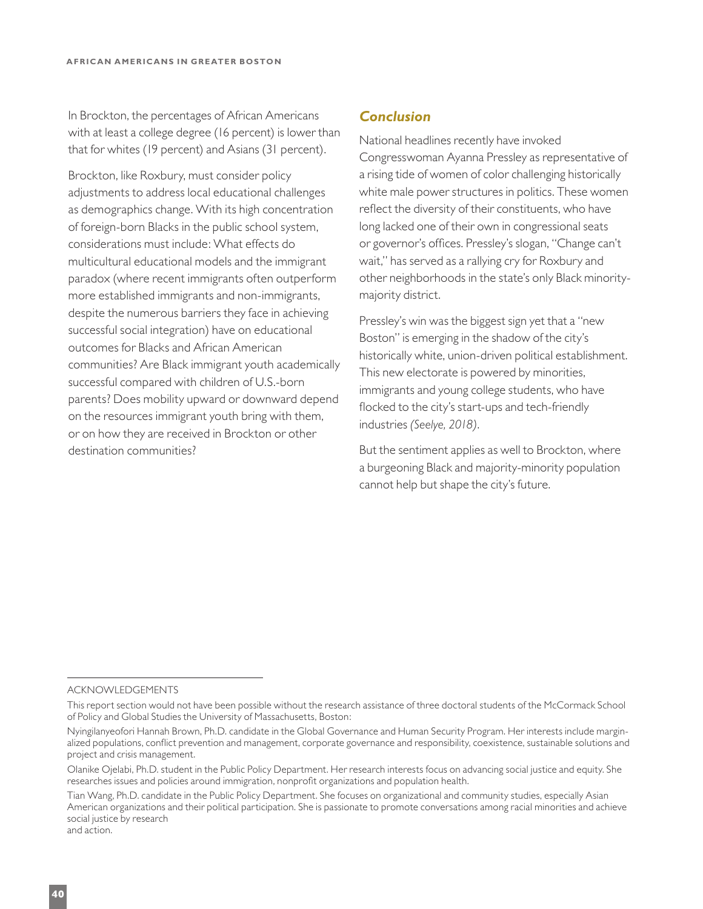In Brockton, the percentages of African Americans with at least a college degree (16 percent) is lower than that for whites (19 percent) and Asians (31 percent).

Brockton, like Roxbury, must consider policy adjustments to address local educational challenges as demographics change. With its high concentration of foreign-born Blacks in the public school system, considerations must include: What effects do multicultural educational models and the immigrant paradox (where recent immigrants often outperform more established immigrants and non-immigrants, despite the numerous barriers they face in achieving successful social integration) have on educational outcomes for Blacks and African American communities? Are Black immigrant youth academically successful compared with children of U.S.-born parents? Does mobility upward or downward depend on the resources immigrant youth bring with them, or on how they are received in Brockton or other destination communities?

## *Conclusion*

National headlines recently have invoked Congresswoman Ayanna Pressley as representative of a rising tide of women of color challenging historically white male power structures in politics. These women reflect the diversity of their constituents, who have long lacked one of their own in congressional seats or governor's offices. Pressley's slogan, "Change can't wait," has served as a rallying cry for Roxbury and other neighborhoods in the state's only Black minority-majority district.

Pressley's win was the biggest sign yet that a "new Boston" is emerging in the shadow of the city's historically white, union-driven political establishment. This new electorate is powered by minorities, immigrants and young college students, who have flocked to the city's start-ups and tech-friendly industries *(Seelye, 2018)*.

But the sentiment applies as well to Brockton, where a burgeoning Black and majority-minority population cannot help but shape the city's future.

---

ACKNOWLEDGEMENTS

This report section would not have been possible without the research assistance of three doctoral students of the McCormack School of Policy and Global Studies the University of Massachusetts, Boston:

Nyingilanyeofori Hannah Brown, Ph.D. candidate in the Global Governance and Human Security Program. Her interests include marginalized populations, conflict prevention and management, corporate governance and responsibility, coexistence, sustainable solutions and project and crisis management.

Olanike Ojelabi, Ph.D. student in the Public Policy Department. Her research interests focus on advancing social justice and equity. She researches issues and policies around immigration, nonprofit organizations and population health.

Tian Wang, Ph.D. candidate in the Public Policy Department. She focuses on organizational and community studies, especially Asian American organizations and their political participation. She is passionate to promote conversations among racial minorities and achieve social justice by research and action.